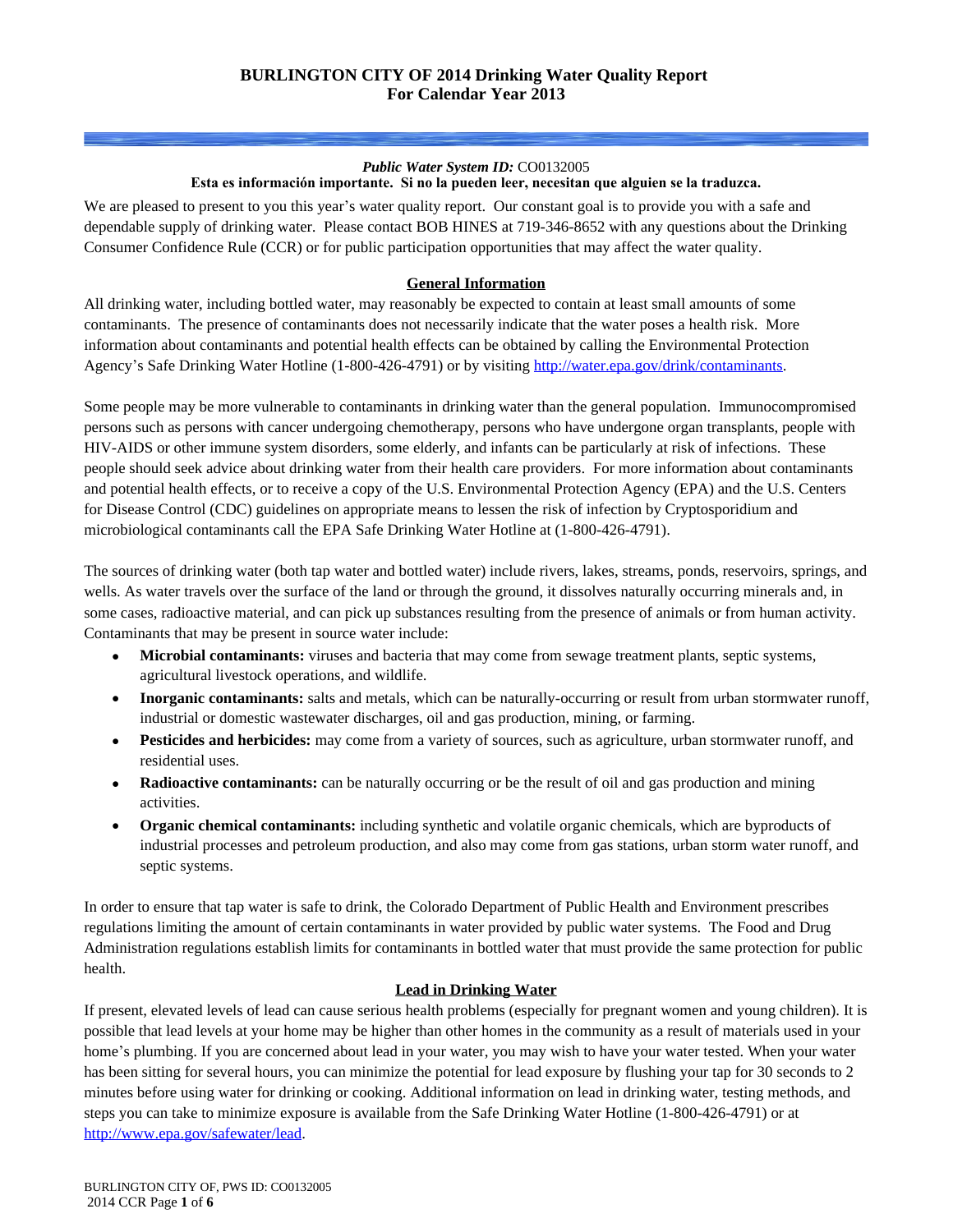# BURLINGTON CITY OF 2014 Drinking Water Quality Report
# For Calendar Year 2013

***Public Water System ID:*** CO0132005

**Esta es información importante. Si no la pueden leer, necesitan que alguien se la traduzca.**

We are pleased to present to you this year's water quality report. Our constant goal is to provide you with a safe and dependable supply of drinking water. Please contact BOB HINES at 719-346-8652 with any questions about the Drinking Consumer Confidence Rule (CCR) or for public participation opportunities that may affect the water quality.

## General Information

All drinking water, including bottled water, may reasonably be expected to contain at least small amounts of some contaminants. The presence of contaminants does not necessarily indicate that the water poses a health risk. More information about contaminants and potential health effects can be obtained by calling the Environmental Protection Agency's Safe Drinking Water Hotline (1-800-426-4791) or by visiting http://water.epa.gov/drink/contaminants.

Some people may be more vulnerable to contaminants in drinking water than the general population. Immunocompromised persons such as persons with cancer undergoing chemotherapy, persons who have undergone organ transplants, people with HIV-AIDS or other immune system disorders, some elderly, and infants can be particularly at risk of infections. These people should seek advice about drinking water from their health care providers. For more information about contaminants and potential health effects, or to receive a copy of the U.S. Environmental Protection Agency (EPA) and the U.S. Centers for Disease Control (CDC) guidelines on appropriate means to lessen the risk of infection by Cryptosporidium and microbiological contaminants call the EPA Safe Drinking Water Hotline at (1-800-426-4791).

The sources of drinking water (both tap water and bottled water) include rivers, lakes, streams, ponds, reservoirs, springs, and wells. As water travels over the surface of the land or through the ground, it dissolves naturally occurring minerals and, in some cases, radioactive material, and can pick up substances resulting from the presence of animals or from human activity. Contaminants that may be present in source water include:

- **Microbial contaminants:** viruses and bacteria that may come from sewage treatment plants, septic systems, agricultural livestock operations, and wildlife.
- **Inorganic contaminants:** salts and metals, which can be naturally-occurring or result from urban stormwater runoff, industrial or domestic wastewater discharges, oil and gas production, mining, or farming.
- **Pesticides and herbicides:** may come from a variety of sources, such as agriculture, urban stormwater runoff, and residential uses.
- **Radioactive contaminants:** can be naturally occurring or be the result of oil and gas production and mining activities.
- **Organic chemical contaminants:** including synthetic and volatile organic chemicals, which are byproducts of industrial processes and petroleum production, and also may come from gas stations, urban storm water runoff, and septic systems.

In order to ensure that tap water is safe to drink, the Colorado Department of Public Health and Environment prescribes regulations limiting the amount of certain contaminants in water provided by public water systems. The Food and Drug Administration regulations establish limits for contaminants in bottled water that must provide the same protection for public health.

## Lead in Drinking Water

If present, elevated levels of lead can cause serious health problems (especially for pregnant women and young children). It is possible that lead levels at your home may be higher than other homes in the community as a result of materials used in your home's plumbing. If you are concerned about lead in your water, you may wish to have your water tested. When your water has been sitting for several hours, you can minimize the potential for lead exposure by flushing your tap for 30 seconds to 2 minutes before using water for drinking or cooking. Additional information on lead in drinking water, testing methods, and steps you can take to minimize exposure is available from the Safe Drinking Water Hotline (1-800-426-4791) or at http://www.epa.gov/safewater/lead.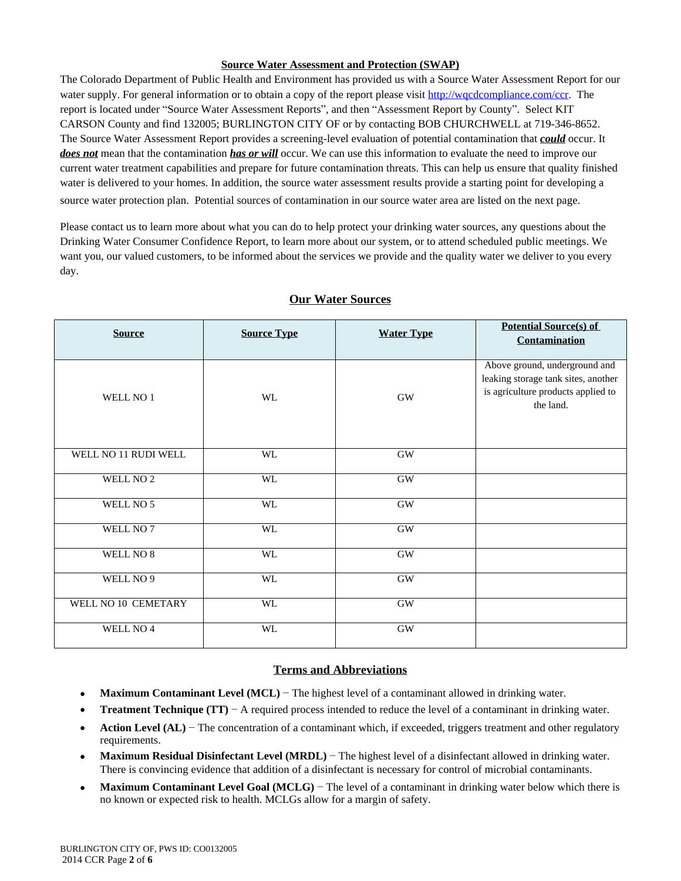## Source Water Assessment and Protection (SWAP)

The Colorado Department of Public Health and Environment has provided us with a Source Water Assessment Report for our water supply. For general information or to obtain a copy of the report please visit http://wqcdcompliance.com/ccr. The report is located under "Source Water Assessment Reports", and then "Assessment Report by County". Select KIT CARSON County and find 132005; BURLINGTON CITY OF or by contacting BOB CHURCHWELL at 719-346-8652. The Source Water Assessment Report provides a screening-level evaluation of potential contamination that ***could*** occur. It ***does not*** mean that the contamination ***has or will*** occur. We can use this information to evaluate the need to improve our current water treatment capabilities and prepare for future contamination threats. This can help us ensure that quality finished water is delivered to your homes. In addition, the source water assessment results provide a starting point for developing a source water protection plan. Potential sources of contamination in our source water area are listed on the next page.

Please contact us to learn more about what you can do to help protect your drinking water sources, any questions about the Drinking Water Consumer Confidence Report, to learn more about our system, or to attend scheduled public meetings. We want you, our valued customers, to be informed about the services we provide and the quality water we deliver to you every day.

## Our Water Sources

| Source | Source Type | Water Type | Potential Source(s) of Contamination |
|---|---|---|---|
| WELL NO 1 | WL | GW | Above ground, underground and leaking storage tank sites, another is agriculture products applied to the land. |
| WELL NO 11 RUDI WELL | WL | GW | |
| WELL NO 2 | WL | GW | |
| WELL NO 5 | WL | GW | |
| WELL NO 7 | WL | GW | |
| WELL NO 8 | WL | GW | |
| WELL NO 9 | WL | GW | |
| WELL NO 10 CEMETARY | WL | GW | |
| WELL NO 4 | WL | GW | |

## Terms and Abbreviations

- **Maximum Contaminant Level (MCL)** − The highest level of a contaminant allowed in drinking water.
- **Treatment Technique (TT)** − A required process intended to reduce the level of a contaminant in drinking water.
- **Action Level (AL)** − The concentration of a contaminant which, if exceeded, triggers treatment and other regulatory requirements.
- **Maximum Residual Disinfectant Level (MRDL)** − The highest level of a disinfectant allowed in drinking water. There is convincing evidence that addition of a disinfectant is necessary for control of microbial contaminants.
- **Maximum Contaminant Level Goal (MCLG)** − The level of a contaminant in drinking water below which there is no known or expected risk to health. MCLGs allow for a margin of safety.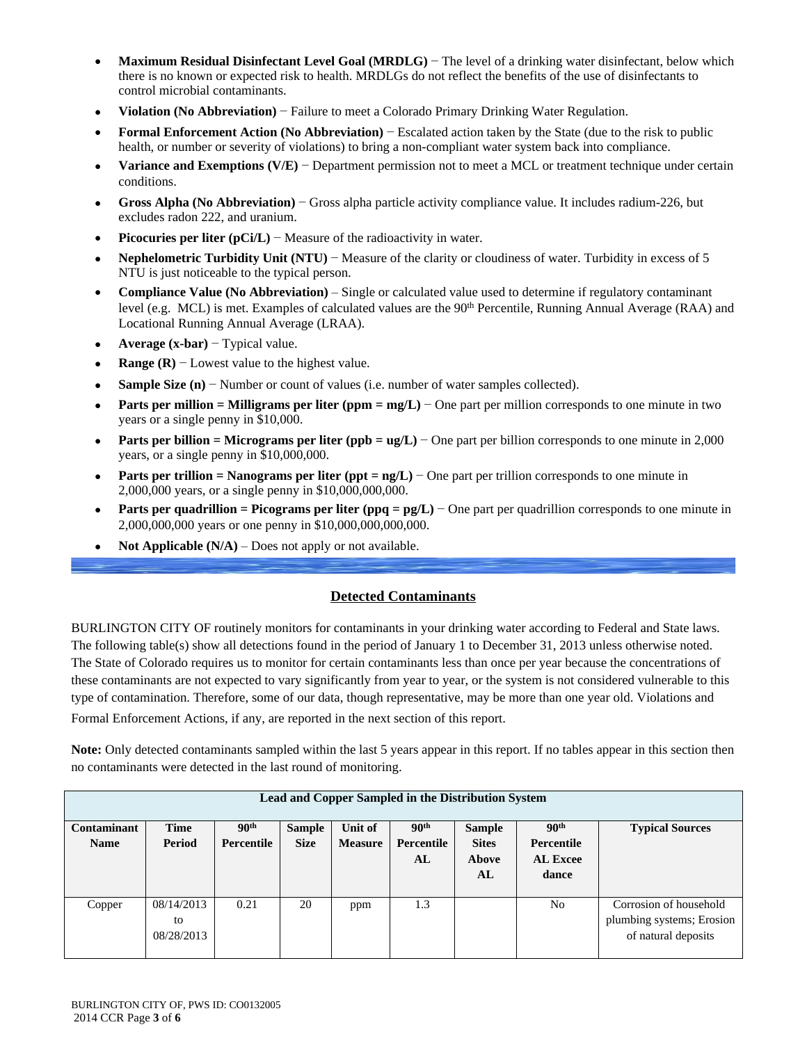- **Maximum Residual Disinfectant Level Goal (MRDLG)** − The level of a drinking water disinfectant, below which there is no known or expected risk to health. MRDLGs do not reflect the benefits of the use of disinfectants to control microbial contaminants.
- **Violation (No Abbreviation)** − Failure to meet a Colorado Primary Drinking Water Regulation.
- **Formal Enforcement Action (No Abbreviation)** − Escalated action taken by the State (due to the risk to public health, or number or severity of violations) to bring a non-compliant water system back into compliance.
- **Variance and Exemptions (V/E)** − Department permission not to meet a MCL or treatment technique under certain conditions.
- **Gross Alpha (No Abbreviation)** − Gross alpha particle activity compliance value. It includes radium-226, but excludes radon 222, and uranium.
- **Picocuries per liter (pCi/L)** − Measure of the radioactivity in water.
- **Nephelometric Turbidity Unit (NTU)** − Measure of the clarity or cloudiness of water. Turbidity in excess of 5 NTU is just noticeable to the typical person.
- **Compliance Value (No Abbreviation)** – Single or calculated value used to determine if regulatory contaminant level (e.g. MCL) is met. Examples of calculated values are the 90th Percentile, Running Annual Average (RAA) and Locational Running Annual Average (LRAA).
- **Average (x-bar)** − Typical value.
- **Range (R)** − Lowest value to the highest value.
- **Sample Size (n)** − Number or count of values (i.e. number of water samples collected).
- **Parts per million = Milligrams per liter (ppm = mg/L)** − One part per million corresponds to one minute in two years or a single penny in $10,000.
- **Parts per billion = Micrograms per liter (ppb = ug/L)** − One part per billion corresponds to one minute in 2,000 years, or a single penny in $10,000,000.
- **Parts per trillion = Nanograms per liter (ppt = ng/L)** − One part per trillion corresponds to one minute in 2,000,000 years, or a single penny in $10,000,000,000.
- **Parts per quadrillion = Picograms per liter (ppq = pg/L)** − One part per quadrillion corresponds to one minute in 2,000,000,000 years or one penny in $10,000,000,000,000.
- **Not Applicable (N/A)** – Does not apply or not available.

## Detected Contaminants

BURLINGTON CITY OF routinely monitors for contaminants in your drinking water according to Federal and State laws. The following table(s) show all detections found in the period of January 1 to December 31, 2013 unless otherwise noted. The State of Colorado requires us to monitor for certain contaminants less than once per year because the concentrations of these contaminants are not expected to vary significantly from year to year, or the system is not considered vulnerable to this type of contamination. Therefore, some of our data, though representative, may be more than one year old. Violations and Formal Enforcement Actions, if any, are reported in the next section of this report.

**Note:** Only detected contaminants sampled within the last 5 years appear in this report. If no tables appear in this section then no contaminants were detected in the last round of monitoring.

| Lead and Copper Sampled in the Distribution System | | | | | | | | |
|---|---|---|---|---|---|---|---|---|
| **Contaminant Name** | **Time Period** | **90th Percentile** | **Sample Size** | **Unit of Measure** | **90th Percentile AL** | **Sample Sites Above AL** | **90th Percentile AL Exceedance** | **Typical Sources** |
| Copper | 08/14/2013 to 08/28/2013 | 0.21 | 20 | ppm | 1.3 | | No | Corrosion of household plumbing systems; Erosion of natural deposits |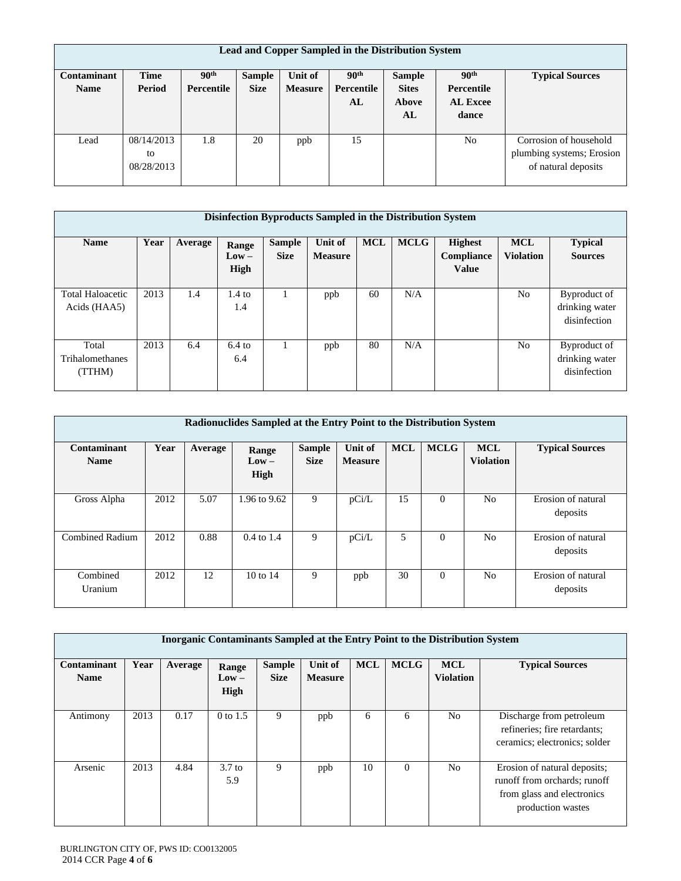| Lead and Copper Sampled in the Distribution System | | | | | | | | |
|---|---|---|---|---|---|---|---|---|
| **Contaminant Name** | **Time Period** | **90th Percentile** | **Sample Size** | **Unit of Measure** | **90th Percentile AL** | **Sample Sites Above AL** | **90th Percentile AL Exceedance** | **Typical Sources** |
| Lead | 08/14/2013 to 08/28/2013 | 1.8 | 20 | ppb | 15 | | No | Corrosion of household plumbing systems; Erosion of natural deposits |

| Disinfection Byproducts Sampled in the Distribution System | | | | | | | | | | |
|---|---|---|---|---|---|---|---|---|---|---|
| **Name** | **Year** | **Average** | **Range Low – High** | **Sample Size** | **Unit of Measure** | **MCL** | **MCLG** | **Highest Compliance Value** | **MCL Violation** | **Typical Sources** |
| Total Haloacetic Acids (HAA5) | 2013 | 1.4 | 1.4 to 1.4 | 1 | ppb | 60 | N/A | | No | Byproduct of drinking water disinfection |
| Total Trihalomethanes (TTHM) | 2013 | 6.4 | 6.4 to 6.4 | 1 | ppb | 80 | N/A | | No | Byproduct of drinking water disinfection |

| Radionuclides Sampled at the Entry Point to the Distribution System | | | | | | | | | |
|---|---|---|---|---|---|---|---|---|---|
| **Contaminant Name** | **Year** | **Average** | **Range Low – High** | **Sample Size** | **Unit of Measure** | **MCL** | **MCLG** | **MCL Violation** | **Typical Sources** |
| Gross Alpha | 2012 | 5.07 | 1.96 to 9.62 | 9 | pCi/L | 15 | 0 | No | Erosion of natural deposits |
| Combined Radium | 2012 | 0.88 | 0.4 to 1.4 | 9 | pCi/L | 5 | 0 | No | Erosion of natural deposits |
| Combined Uranium | 2012 | 12 | 10 to 14 | 9 | ppb | 30 | 0 | No | Erosion of natural deposits |

| Inorganic Contaminants Sampled at the Entry Point to the Distribution System | | | | | | | | | |
|---|---|---|---|---|---|---|---|---|---|
| **Contaminant Name** | **Year** | **Average** | **Range Low – High** | **Sample Size** | **Unit of Measure** | **MCL** | **MCLG** | **MCL Violation** | **Typical Sources** |
| Antimony | 2013 | 0.17 | 0 to 1.5 | 9 | ppb | 6 | 6 | No | Discharge from petroleum refineries; fire retardants; ceramics; electronics; solder |
| Arsenic | 2013 | 4.84 | 3.7 to 5.9 | 9 | ppb | 10 | 0 | No | Erosion of natural deposits; runoff from orchards; runoff from glass and electronics production wastes |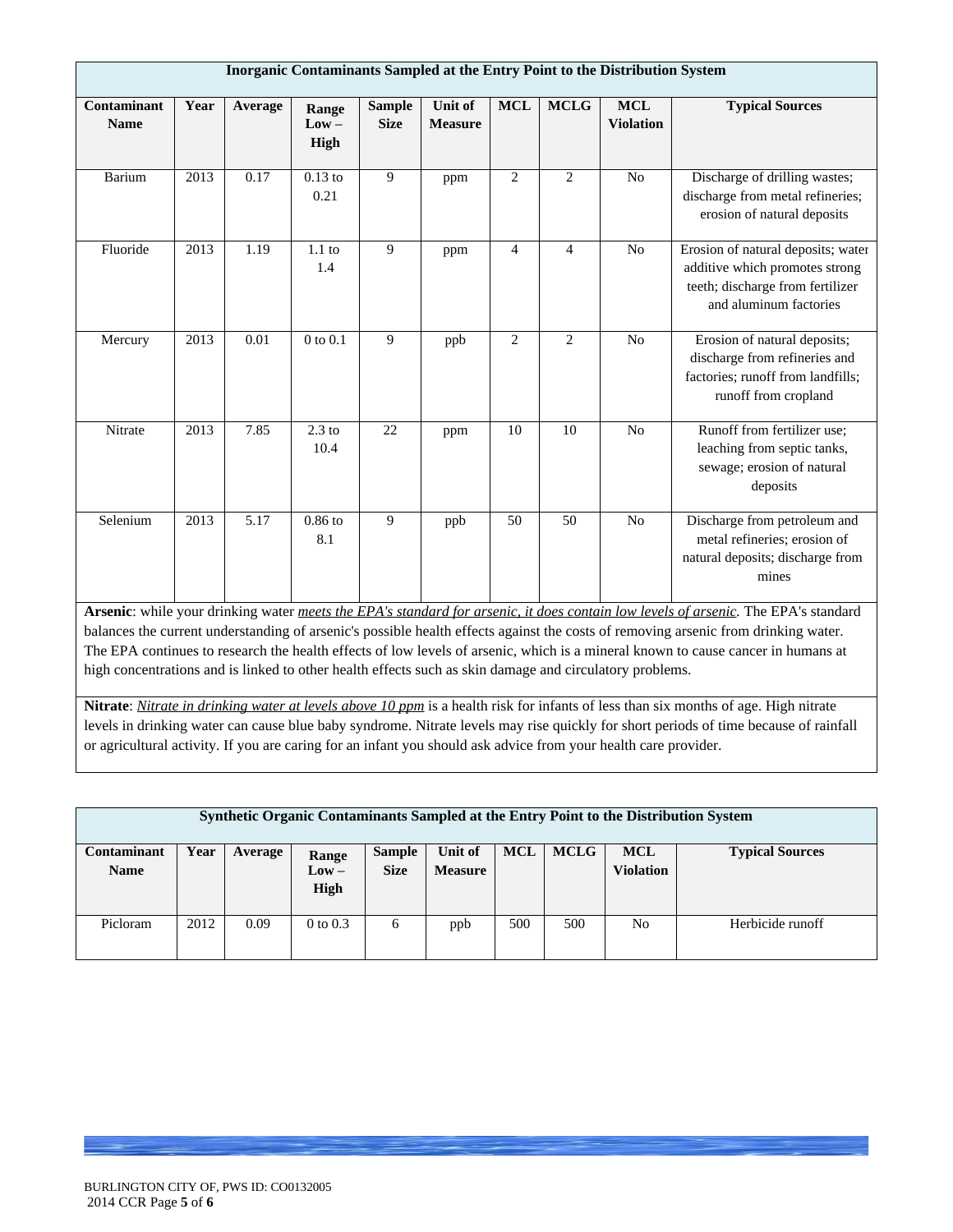| Inorganic Contaminants Sampled at the Entry Point to the Distribution System | | | | | | | | | |
|---|---|---|---|---|---|---|---|---|---|
| **Contaminant Name** | **Year** | **Average** | **Range Low – High** | **Sample Size** | **Unit of Measure** | **MCL** | **MCLG** | **MCL Violation** | **Typical Sources** |
| Barium | 2013 | 0.17 | 0.13 to 0.21 | 9 | ppm | 2 | 2 | No | Discharge of drilling wastes; discharge from metal refineries; erosion of natural deposits |
| Fluoride | 2013 | 1.19 | 1.1 to 1.4 | 9 | ppm | 4 | 4 | No | Erosion of natural deposits; water additive which promotes strong teeth; discharge from fertilizer and aluminum factories |
| Mercury | 2013 | 0.01 | 0 to 0.1 | 9 | ppb | 2 | 2 | No | Erosion of natural deposits; discharge from refineries and factories; runoff from landfills; runoff from cropland |
| Nitrate | 2013 | 7.85 | 2.3 to 10.4 | 22 | ppm | 10 | 10 | No | Runoff from fertilizer use; leaching from septic tanks, sewage; erosion of natural deposits |
| Selenium | 2013 | 5.17 | 0.86 to 8.1 | 9 | ppb | 50 | 50 | No | Discharge from petroleum and metal refineries; erosion of natural deposits; discharge from mines |

**Arsenic**: while your drinking water *meets the EPA's standard for arsenic, it does contain low levels of arsenic.* The EPA's standard balances the current understanding of arsenic's possible health effects against the costs of removing arsenic from drinking water. The EPA continues to research the health effects of low levels of arsenic, which is a mineral known to cause cancer in humans at high concentrations and is linked to other health effects such as skin damage and circulatory problems.

**Nitrate**: *Nitrate in drinking water at levels above 10 ppm* is a health risk for infants of less than six months of age. High nitrate levels in drinking water can cause blue baby syndrome. Nitrate levels may rise quickly for short periods of time because of rainfall or agricultural activity. If you are caring for an infant you should ask advice from your health care provider.

| Synthetic Organic Contaminants Sampled at the Entry Point to the Distribution System | | | | | | | | | |
|---|---|---|---|---|---|---|---|---|---|
| **Contaminant Name** | **Year** | **Average** | **Range Low – High** | **Sample Size** | **Unit of Measure** | **MCL** | **MCLG** | **MCL Violation** | **Typical Sources** |
| Picloram | 2012 | 0.09 | 0 to 0.3 | 6 | ppb | 500 | 500 | No | Herbicide runoff |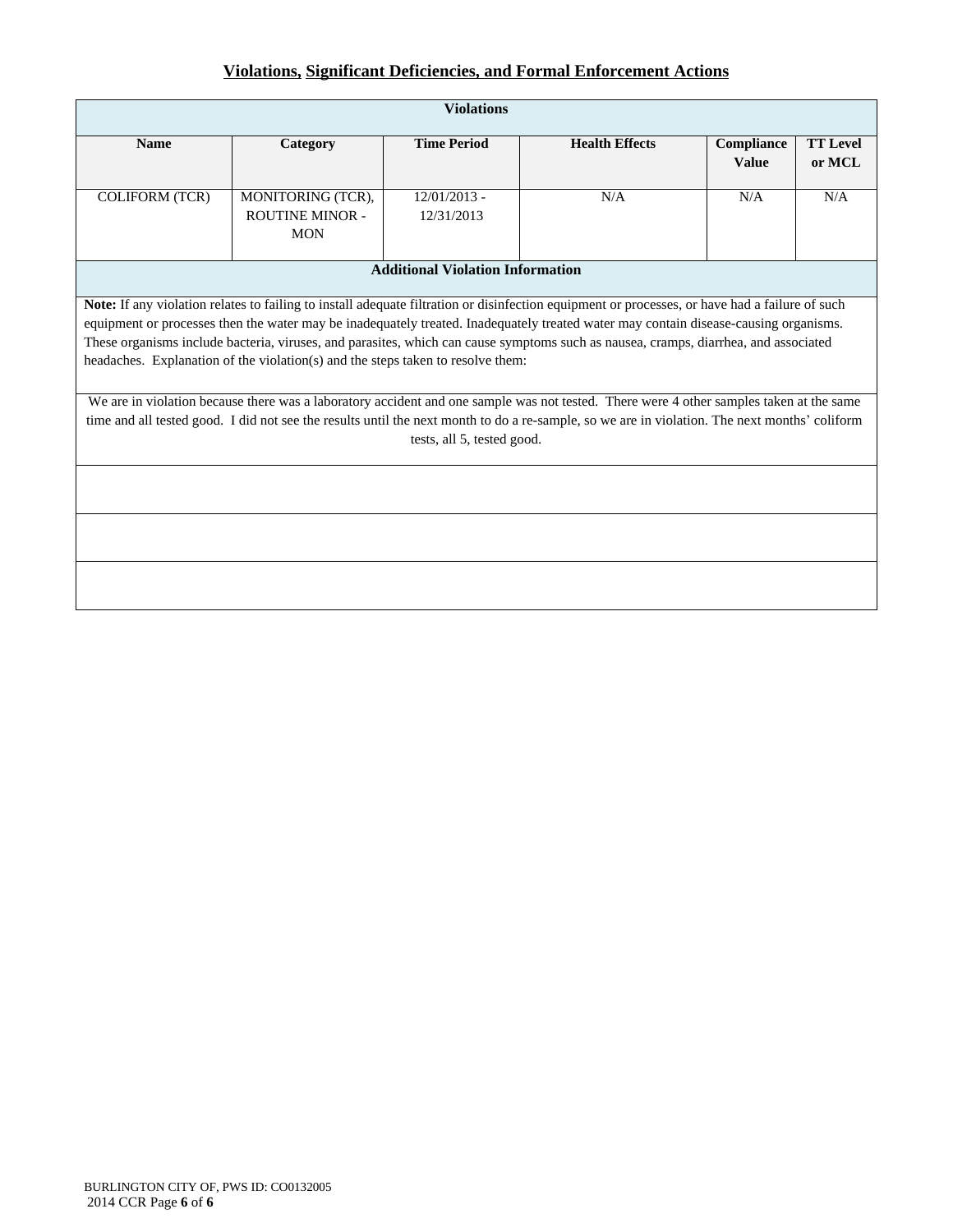## Violations, Significant Deficiencies, and Formal Enforcement Actions

### Violations

| Name | Category | Time Period | Health Effects | Compliance Value | TT Level or MCL |
|---|---|---|---|---|---|
| COLIFORM (TCR) | MONITORING (TCR), ROUTINE MINOR - MON | 12/01/2013 - 12/31/2013 | N/A | N/A | N/A |

### Additional Violation Information

**Note:** If any violation relates to failing to install adequate filtration or disinfection equipment or processes, or have had a failure of such equipment or processes then the water may be inadequately treated. Inadequately treated water may contain disease-causing organisms. These organisms include bacteria, viruses, and parasites, which can cause symptoms such as nausea, cramps, diarrhea, and associated headaches. Explanation of the violation(s) and the steps taken to resolve them:

We are in violation because there was a laboratory accident and one sample was not tested. There were 4 other samples taken at the same time and all tested good. I did not see the results until the next month to do a re-sample, so we are in violation. The next months' coliform tests, all 5, tested good.